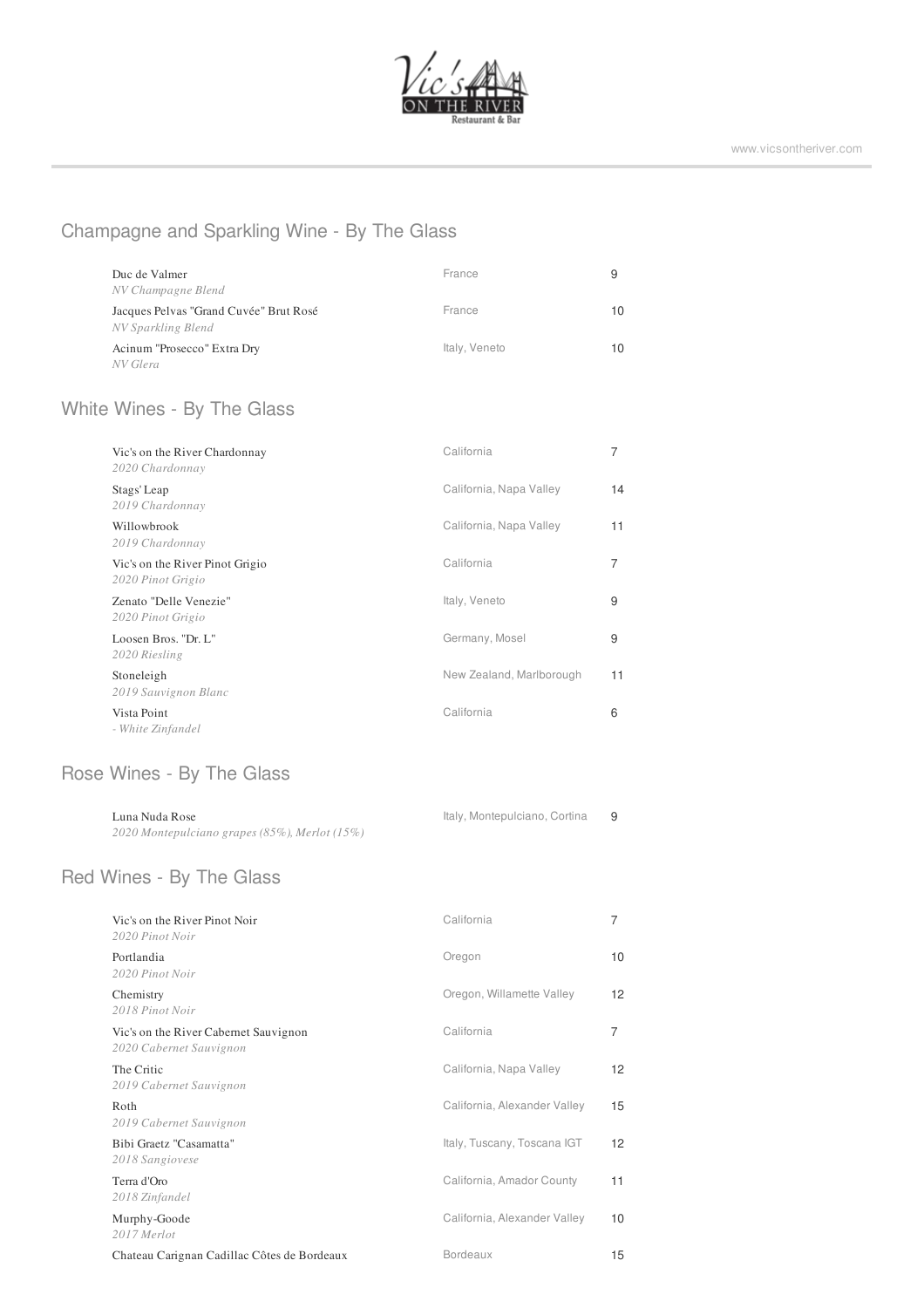Vic's ON THE RIVER Restaurant & Bar

www.vicsontheriver.com

## Champagne and Sparkling Wine - By The Glass

| Wine | Region | Price |
|---|---|---|
| Duc de Valmer<br>*NV Champagne Blend* | France | 9 |
| Jacques Pelvas "Grand Cuvée" Brut Rosé<br>*NV Sparkling Blend* | France | 10 |
| Acinum "Prosecco" Extra Dry<br>*NV Glera* | Italy, Veneto | 10 |

## White Wines - By The Glass

| Wine | Region | Price |
|---|---|---|
| Vic's on the River Chardonnay<br>*2020 Chardonnay* | California | 7 |
| Stags' Leap<br>*2019 Chardonnay* | California, Napa Valley | 14 |
| Willowbrook<br>*2019 Chardonnay* | California, Napa Valley | 11 |
| Vic's on the River Pinot Grigio<br>*2020 Pinot Grigio* | California | 7 |
| Zenato "Delle Venezie"<br>*2020 Pinot Grigio* | Italy, Veneto | 9 |
| Loosen Bros. "Dr. L"<br>*2020 Riesling* | Germany, Mosel | 9 |
| Stoneleigh<br>*2019 Sauvignon Blanc* | New Zealand, Marlborough | 11 |
| Vista Point<br>*- White Zinfandel* | California | 6 |

## Rose Wines - By The Glass

| Wine | Region | Price |
|---|---|---|
| Luna Nuda Rose<br>*2020 Montepulciano grapes (85%), Merlot (15%)* | Italy, Montepulciano, Cortina | 9 |

## Red Wines - By The Glass

| Wine | Region | Price |
|---|---|---|
| Vic's on the River Pinot Noir<br>*2020 Pinot Noir* | California | 7 |
| Portlandia<br>*2020 Pinot Noir* | Oregon | 10 |
| Chemistry<br>*2018 Pinot Noir* | Oregon, Willamette Valley | 12 |
| Vic's on the River Cabernet Sauvignon<br>*2020 Cabernet Sauvignon* | California | 7 |
| The Critic<br>*2019 Cabernet Sauvignon* | California, Napa Valley | 12 |
| Roth<br>*2019 Cabernet Sauvignon* | California, Alexander Valley | 15 |
| Bibi Graetz "Casamatta"<br>*2018 Sangiovese* | Italy, Tuscany, Toscana IGT | 12 |
| Terra d'Oro<br>*2018 Zinfandel* | California, Amador County | 11 |
| Murphy-Goode<br>*2017 Merlot* | California, Alexander Valley | 10 |
| Chateau Carignan Cadillac Côtes de Bordeaux | Bordeaux | 15 |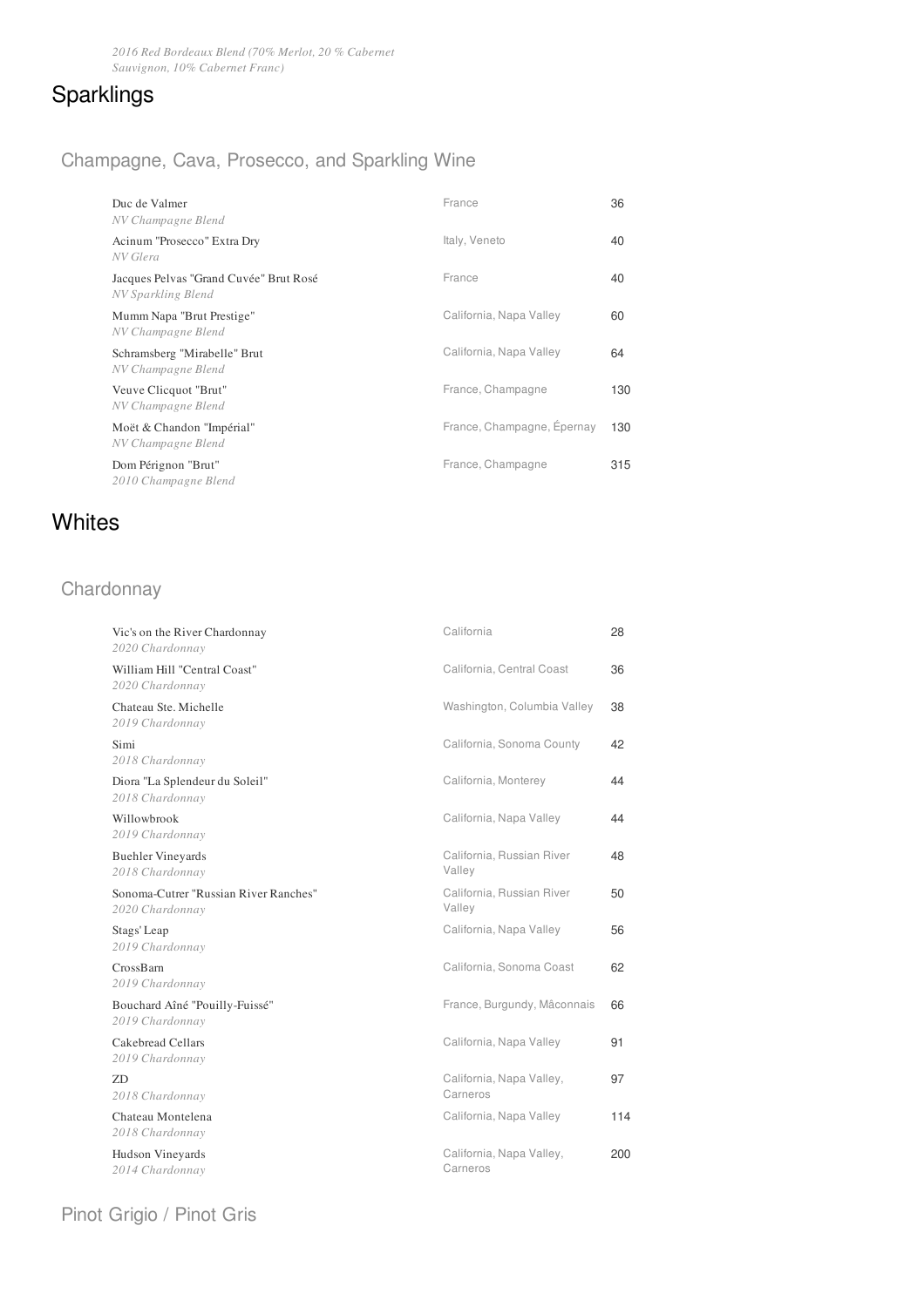*2016 Red Bordeaux Blend (70% Merlot, 20 % Cabernet Sauvignon, 10% Cabernet Franc)*

# Sparklings

## Champagne, Cava, Prosecco, and Sparkling Wine

| Wine | Region | Price |
|---|---|---|
| Duc de Valmer<br>*NV Champagne Blend* | France | 36 |
| Acinum "Prosecco" Extra Dry<br>*NV Glera* | Italy, Veneto | 40 |
| Jacques Pelvas "Grand Cuvée" Brut Rosé<br>*NV Sparkling Blend* | France | 40 |
| Mumm Napa "Brut Prestige"<br>*NV Champagne Blend* | California, Napa Valley | 60 |
| Schramsberg "Mirabelle" Brut<br>*NV Champagne Blend* | California, Napa Valley | 64 |
| Veuve Clicquot "Brut"<br>*NV Champagne Blend* | France, Champagne | 130 |
| Moët & Chandon "Impérial"<br>*NV Champagne Blend* | France, Champagne, Épernay | 130 |
| Dom Pérignon "Brut"<br>*2010 Champagne Blend* | France, Champagne | 315 |

# Whites

## Chardonnay

| Wine | Region | Price |
|---|---|---|
| Vic's on the River Chardonnay<br>*2020 Chardonnay* | California | 28 |
| William Hill "Central Coast"<br>*2020 Chardonnay* | California, Central Coast | 36 |
| Chateau Ste. Michelle<br>*2019 Chardonnay* | Washington, Columbia Valley | 38 |
| Simi<br>*2018 Chardonnay* | California, Sonoma County | 42 |
| Diora "La Splendeur du Soleil"<br>*2018 Chardonnay* | California, Monterey | 44 |
| Willowbrook<br>*2019 Chardonnay* | California, Napa Valley | 44 |
| Buehler Vineyards<br>*2018 Chardonnay* | California, Russian River Valley | 48 |
| Sonoma-Cutrer "Russian River Ranches"<br>*2020 Chardonnay* | California, Russian River Valley | 50 |
| Stags' Leap<br>*2019 Chardonnay* | California, Napa Valley | 56 |
| CrossBarn<br>*2019 Chardonnay* | California, Sonoma Coast | 62 |
| Bouchard Aîné "Pouilly-Fuissé"<br>*2019 Chardonnay* | France, Burgundy, Mâconnais | 66 |
| Cakebread Cellars<br>*2019 Chardonnay* | California, Napa Valley | 91 |
| ZD<br>*2018 Chardonnay* | California, Napa Valley, Carneros | 97 |
| Chateau Montelena<br>*2018 Chardonnay* | California, Napa Valley | 114 |
| Hudson Vineyards<br>*2014 Chardonnay* | California, Napa Valley, Carneros | 200 |

## Pinot Grigio / Pinot Gris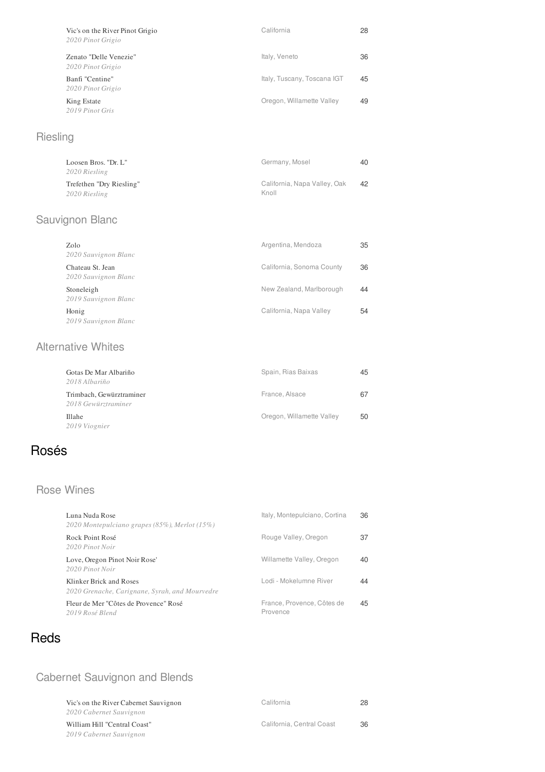Vic's on the River Pinot Grigio — California — 28
*2020 Pinot Grigio*

Zenato "Delle Venezie" — Italy, Veneto — 36
*2020 Pinot Grigio*

Banfi "Centine" — Italy, Tuscany, Toscana IGT — 45
*2020 Pinot Grigio*

King Estate — Oregon, Willamette Valley — 49
*2019 Pinot Gris*

### Riesling

Loosen Bros. "Dr. L" — Germany, Mosel — 40
*2020 Riesling*

Trefethen "Dry Riesling" — California, Napa Valley, Oak Knoll — 42
*2020 Riesling*

### Sauvignon Blanc

Zolo — Argentina, Mendoza — 35
*2020 Sauvignon Blanc*

Chateau St. Jean — California, Sonoma County — 36
*2020 Sauvignon Blanc*

Stoneleigh — New Zealand, Marlborough — 44
*2019 Sauvignon Blanc*

Honig — California, Napa Valley — 54
*2019 Sauvignon Blanc*

### Alternative Whites

Gotas De Mar Albariño — Spain, Rias Baixas — 45
*2018 Albariño*

Trimbach, Gewürztraminer — France, Alsace — 67
*2018 Gewürztraminer*

Illahe — Oregon, Willamette Valley — 50
*2019 Viognier*

## Rosés

### Rose Wines

Luna Nuda Rose — Italy, Montepulciano, Cortina — 36
*2020 Montepulciano grapes (85%), Merlot (15%)*

Rock Point Rosé — Rouge Valley, Oregon — 37
*2020 Pinot Noir*

Love, Oregon Pinot Noir Rose' — Willamette Valley, Oregon — 40
*2020 Pinot Noir*

Klinker Brick and Roses — Lodi - Mokelumne River — 44
*2020 Grenache, Carignane, Syrah, and Mourvedre*

Fleur de Mer "Côtes de Provence" Rosé — France, Provence, Côtes de Provence — 45
*2019 Rosé Blend*

## Reds

### Cabernet Sauvignon and Blends

Vic's on the River Cabernet Sauvignon — California — 28
*2020 Cabernet Sauvignon*

William Hill "Central Coast" — California, Central Coast — 36
*2019 Cabernet Sauvignon*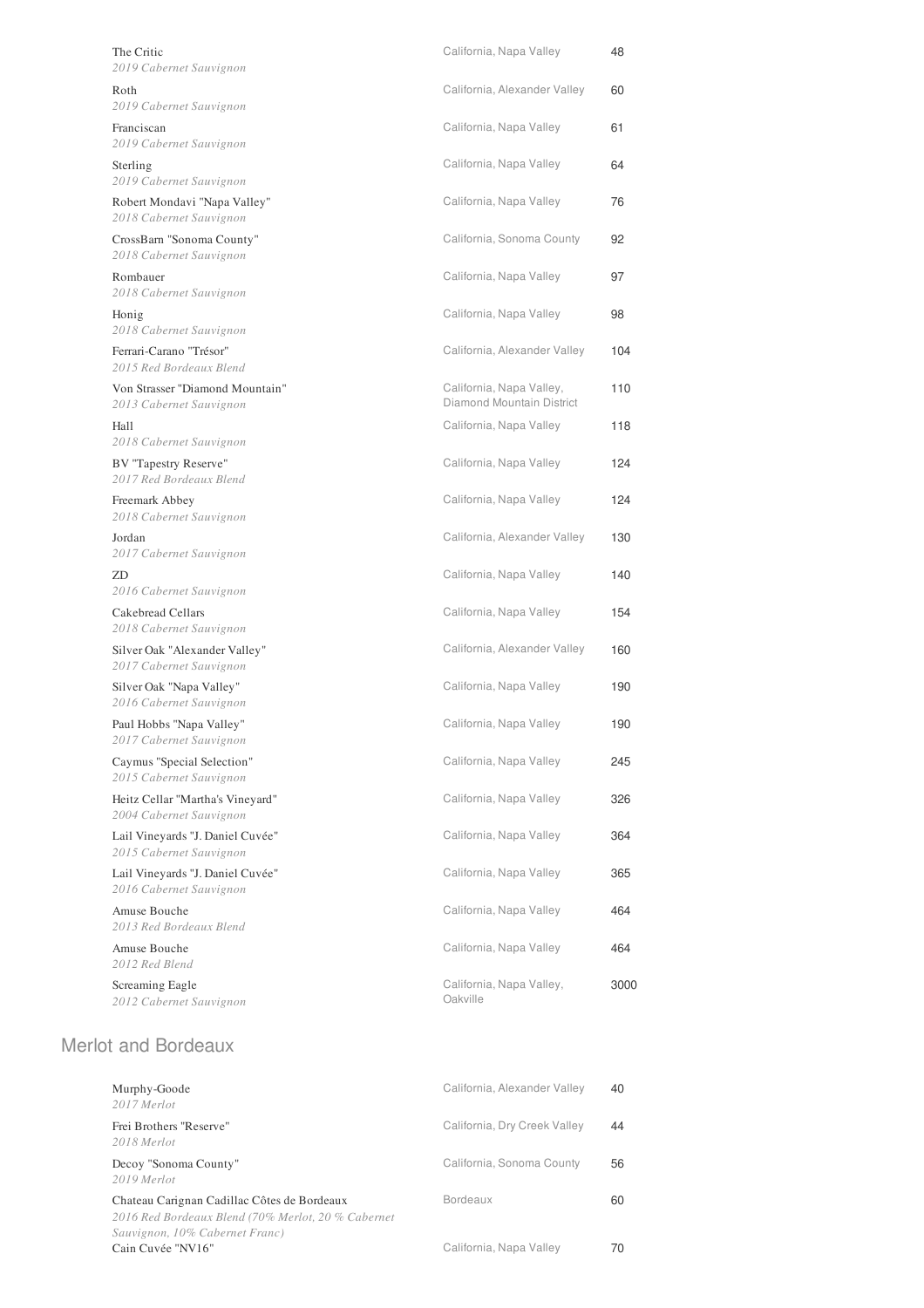| Wine | Region | Price |
|---|---|---|
| The Critic<br>*2019 Cabernet Sauvignon* | California, Napa Valley | 48 |
| Roth<br>*2019 Cabernet Sauvignon* | California, Alexander Valley | 60 |
| Franciscan<br>*2019 Cabernet Sauvignon* | California, Napa Valley | 61 |
| Sterling<br>*2019 Cabernet Sauvignon* | California, Napa Valley | 64 |
| Robert Mondavi "Napa Valley"<br>*2018 Cabernet Sauvignon* | California, Napa Valley | 76 |
| CrossBarn "Sonoma County"<br>*2018 Cabernet Sauvignon* | California, Sonoma County | 92 |
| Rombauer<br>*2018 Cabernet Sauvignon* | California, Napa Valley | 97 |
| Honig<br>*2018 Cabernet Sauvignon* | California, Napa Valley | 98 |
| Ferrari-Carano "Trésor"<br>*2015 Red Bordeaux Blend* | California, Alexander Valley | 104 |
| Von Strasser "Diamond Mountain"<br>*2013 Cabernet Sauvignon* | California, Napa Valley, Diamond Mountain District | 110 |
| Hall<br>*2018 Cabernet Sauvignon* | California, Napa Valley | 118 |
| BV "Tapestry Reserve"<br>*2017 Red Bordeaux Blend* | California, Napa Valley | 124 |
| Freemark Abbey<br>*2018 Cabernet Sauvignon* | California, Napa Valley | 124 |
| Jordan<br>*2017 Cabernet Sauvignon* | California, Alexander Valley | 130 |
| ZD<br>*2016 Cabernet Sauvignon* | California, Napa Valley | 140 |
| Cakebread Cellars<br>*2018 Cabernet Sauvignon* | California, Napa Valley | 154 |
| Silver Oak "Alexander Valley"<br>*2017 Cabernet Sauvignon* | California, Alexander Valley | 160 |
| Silver Oak "Napa Valley"<br>*2016 Cabernet Sauvignon* | California, Napa Valley | 190 |
| Paul Hobbs "Napa Valley"<br>*2017 Cabernet Sauvignon* | California, Napa Valley | 190 |
| Caymus "Special Selection"<br>*2015 Cabernet Sauvignon* | California, Napa Valley | 245 |
| Heitz Cellar "Martha's Vineyard"<br>*2004 Cabernet Sauvignon* | California, Napa Valley | 326 |
| Lail Vineyards "J. Daniel Cuvée"<br>*2015 Cabernet Sauvignon* | California, Napa Valley | 364 |
| Lail Vineyards "J. Daniel Cuvée"<br>*2016 Cabernet Sauvignon* | California, Napa Valley | 365 |
| Amuse Bouche<br>*2013 Red Bordeaux Blend* | California, Napa Valley | 464 |
| Amuse Bouche<br>*2012 Red Blend* | California, Napa Valley | 464 |
| Screaming Eagle<br>*2012 Cabernet Sauvignon* | California, Napa Valley, Oakville | 3000 |

## Merlot and Bordeaux

| Wine | Region | Price |
|---|---|---|
| Murphy-Goode<br>*2017 Merlot* | California, Alexander Valley | 40 |
| Frei Brothers "Reserve"<br>*2018 Merlot* | California, Dry Creek Valley | 44 |
| Decoy "Sonoma County"<br>*2019 Merlot* | California, Sonoma County | 56 |
| Chateau Carignan Cadillac Côtes de Bordeaux<br>*2016 Red Bordeaux Blend (70% Merlot, 20 % Cabernet Sauvignon, 10% Cabernet Franc)* | Bordeaux | 60 |
| Cain Cuvée "NV16" | California, Napa Valley | 70 |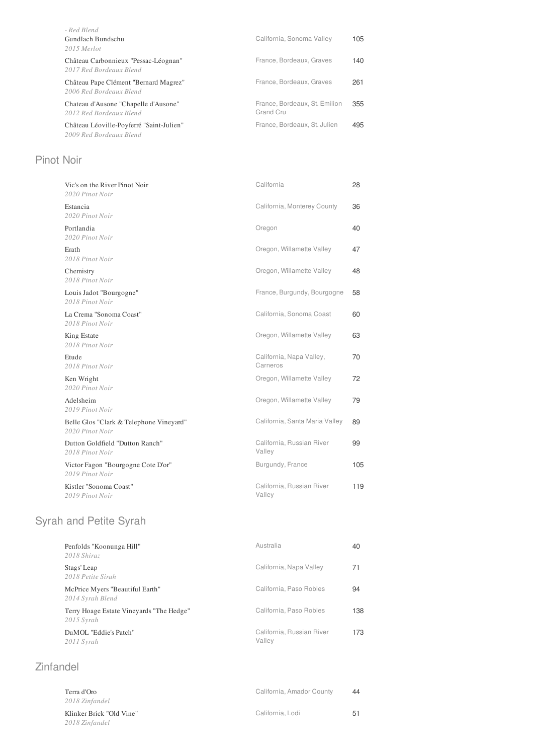- Red Blend

| Wine | Region | Price |
|---|---|---|
| Gundlach Bundschu<br>*2015 Merlot* | California, Sonoma Valley | 105 |
| Château Carbonnieux "Pessac-Léognan"<br>*2017 Red Bordeaux Blend* | France, Bordeaux, Graves | 140 |
| Château Pape Clément "Bernard Magrez"<br>*2006 Red Bordeaux Blend* | France, Bordeaux, Graves | 261 |
| Chateau d'Ausone "Chapelle d'Ausone"<br>*2012 Red Bordeaux Blend* | France, Bordeaux, St. Emilion Grand Cru | 355 |
| Château Léoville-Poyferré "Saint-Julien"<br>*2009 Red Bordeaux Blend* | France, Bordeaux, St. Julien | 495 |

## Pinot Noir

| Wine | Region | Price |
|---|---|---|
| Vic's on the River Pinot Noir<br>*2020 Pinot Noir* | California | 28 |
| Estancia<br>*2020 Pinot Noir* | California, Monterey County | 36 |
| Portlandia<br>*2020 Pinot Noir* | Oregon | 40 |
| Erath<br>*2018 Pinot Noir* | Oregon, Willamette Valley | 47 |
| Chemistry<br>*2018 Pinot Noir* | Oregon, Willamette Valley | 48 |
| Louis Jadot "Bourgogne"<br>*2018 Pinot Noir* | France, Burgundy, Bourgogne | 58 |
| La Crema "Sonoma Coast"<br>*2018 Pinot Noir* | California, Sonoma Coast | 60 |
| King Estate<br>*2018 Pinot Noir* | Oregon, Willamette Valley | 63 |
| Etude<br>*2018 Pinot Noir* | California, Napa Valley, Carneros | 70 |
| Ken Wright<br>*2020 Pinot Noir* | Oregon, Willamette Valley | 72 |
| Adelsheim<br>*2019 Pinot Noir* | Oregon, Willamette Valley | 79 |
| Belle Glos "Clark & Telephone Vineyard"<br>*2020 Pinot Noir* | California, Santa Maria Valley | 89 |
| Dutton Goldfield "Dutton Ranch"<br>*2018 Pinot Noir* | California, Russian River Valley | 99 |
| Victor Fagon "Bourgogne Cote D'or"<br>*2019 Pinot Noir* | Burgundy, France | 105 |
| Kistler "Sonoma Coast"<br>*2019 Pinot Noir* | California, Russian River Valley | 119 |

## Syrah and Petite Syrah

| Wine | Region | Price |
|---|---|---|
| Penfolds "Koonunga Hill"<br>*2018 Shiraz* | Australia | 40 |
| Stags' Leap<br>*2018 Petite Sirah* | California, Napa Valley | 71 |
| McPrice Myers "Beautiful Earth"<br>*2014 Syrah Blend* | California, Paso Robles | 94 |
| Terry Hoage Estate Vineyards "The Hedge"<br>*2015 Syrah* | California, Paso Robles | 138 |
| DuMOL "Eddie's Patch"<br>*2011 Syrah* | California, Russian River Valley | 173 |

## Zinfandel

| Wine | Region | Price |
|---|---|---|
| Terra d'Oro<br>*2018 Zinfandel* | California, Amador County | 44 |
| Klinker Brick "Old Vine"<br>*2018 Zinfandel* | California, Lodi | 51 |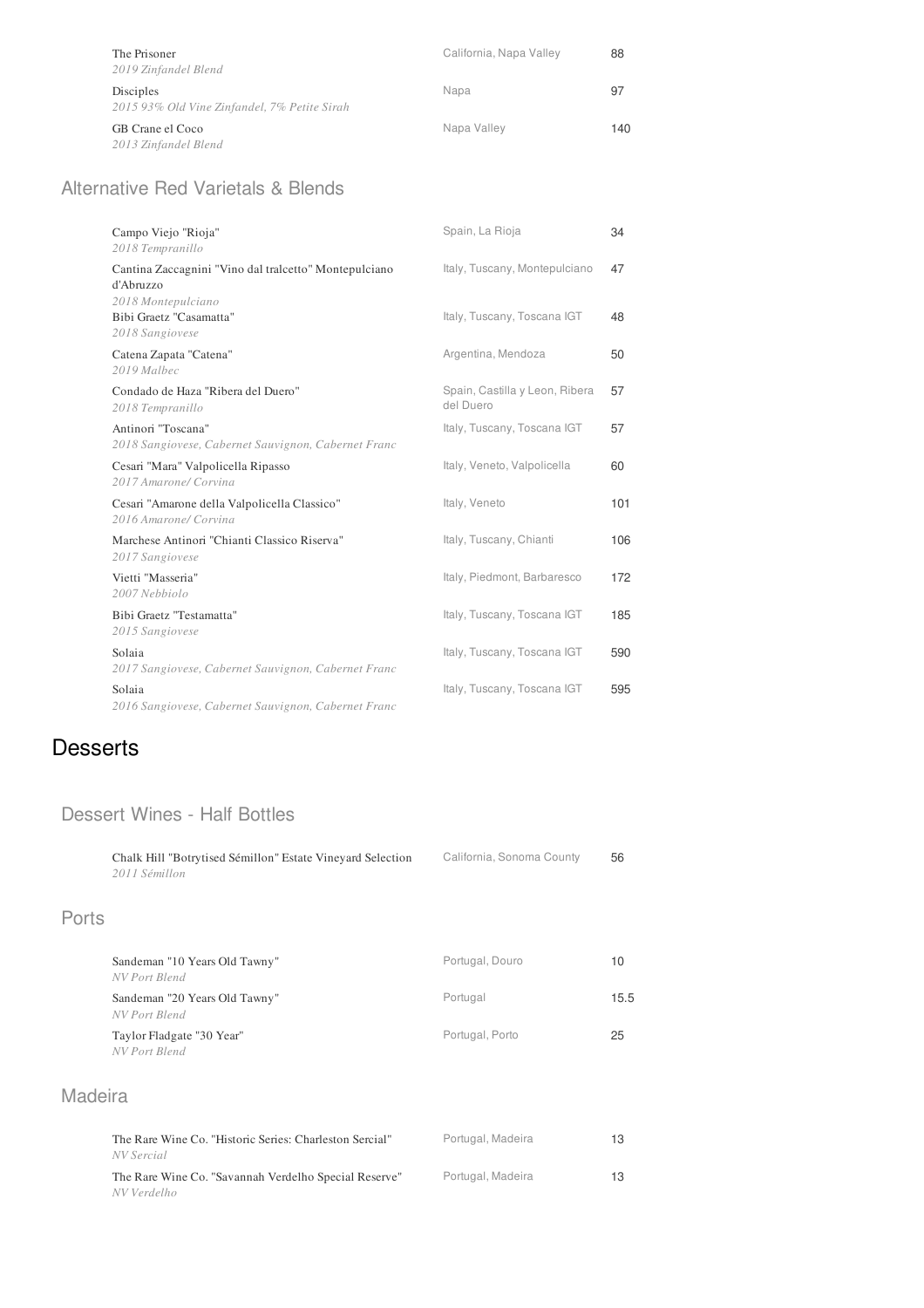| | | |
|---|---|---|
| The Prisoner<br>*2019 Zinfandel Blend* | California, Napa Valley | 88 |
| Disciples<br>*2015 93% Old Vine Zinfandel, 7% Petite Sirah* | Napa | 97 |
| GB Crane el Coco<br>*2013 Zinfandel Blend* | Napa Valley | 140 |

### Alternative Red Varietals & Blends

| | | |
|---|---|---|
| Campo Viejo "Rioja"<br>*2018 Tempranillo* | Spain, La Rioja | 34 |
| Cantina Zaccagnini "Vino dal tralcetto" Montepulciano d'Abruzzo<br>*2018 Montepulciano* | Italy, Tuscany, Montepulciano | 47 |
| Bibi Graetz "Casamatta"<br>*2018 Sangiovese* | Italy, Tuscany, Toscana IGT | 48 |
| Catena Zapata "Catena"<br>*2019 Malbec* | Argentina, Mendoza | 50 |
| Condado de Haza "Ribera del Duero"<br>*2018 Tempranillo* | Spain, Castilla y Leon, Ribera del Duero | 57 |
| Antinori "Toscana"<br>*2018 Sangiovese, Cabernet Sauvignon, Cabernet Franc* | Italy, Tuscany, Toscana IGT | 57 |
| Cesari "Mara" Valpolicella Ripasso<br>*2017 Amarone/ Corvina* | Italy, Veneto, Valpolicella | 60 |
| Cesari "Amarone della Valpolicella Classico"<br>*2016 Amarone/ Corvina* | Italy, Veneto | 101 |
| Marchese Antinori "Chianti Classico Riserva"<br>*2017 Sangiovese* | Italy, Tuscany, Chianti | 106 |
| Vietti "Masseria"<br>*2007 Nebbiolo* | Italy, Piedmont, Barbaresco | 172 |
| Bibi Graetz "Testamatta"<br>*2015 Sangiovese* | Italy, Tuscany, Toscana IGT | 185 |
| Solaia<br>*2017 Sangiovese, Cabernet Sauvignon, Cabernet Franc* | Italy, Tuscany, Toscana IGT | 590 |
| Solaia<br>*2016 Sangiovese, Cabernet Sauvignon, Cabernet Franc* | Italy, Tuscany, Toscana IGT | 595 |

## Desserts

### Dessert Wines - Half Bottles

| | | |
|---|---|---|
| Chalk Hill "Botrytised Sémillon" Estate Vineyard Selection<br>*2011 Sémillon* | California, Sonoma County | 56 |

### Ports

| | | |
|---|---|---|
| Sandeman "10 Years Old Tawny"<br>*NV Port Blend* | Portugal, Douro | 10 |
| Sandeman "20 Years Old Tawny"<br>*NV Port Blend* | Portugal | 15.5 |
| Taylor Fladgate "30 Year"<br>*NV Port Blend* | Portugal, Porto | 25 |

### Madeira

| | | |
|---|---|---|
| The Rare Wine Co. "Historic Series: Charleston Sercial"<br>*NV Sercial* | Portugal, Madeira | 13 |
| The Rare Wine Co. "Savannah Verdelho Special Reserve"<br>*NV Verdelho* | Portugal, Madeira | 13 |